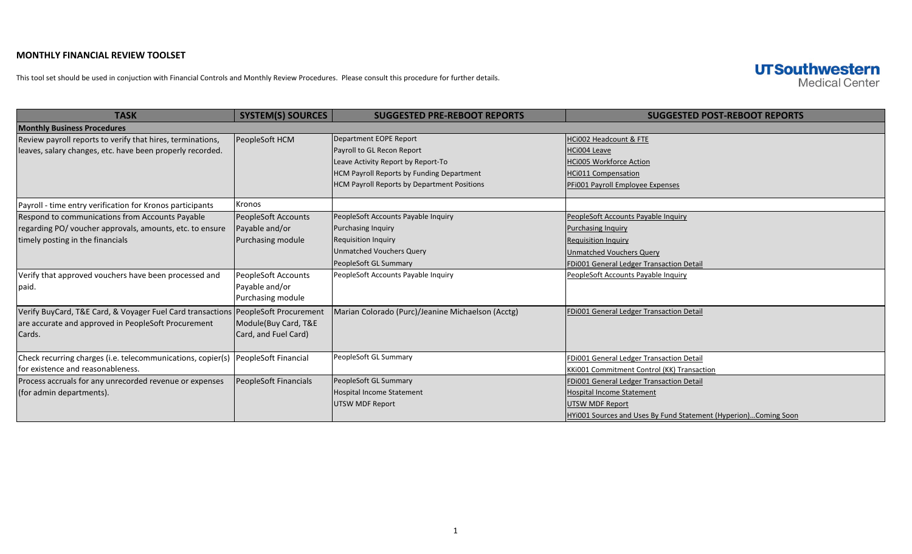# MONTHLY FINANCIAL REVIEW TOOLSET

This tool set should be used in conjuction with Financial Controls and Monthly Review Procedures. Please consult this procedure for further details.

UTSouthwestern Medical Center

| TASK | SYSTEM(S) SOURCES | SUGGESTED PRE-REBOOT REPORTS | SUGGESTED POST-REBOOT REPORTS |
|---|---|---|---|
| **Monthly Business Procedures** | | | |
| Review payroll reports to verify that hires, terminations, leaves, salary changes, etc. have been properly recorded. | PeopleSoft HCM | Department EOPE Report<br>Payroll to GL Recon Report<br>Leave Activity Report by Report-To<br>HCM Payroll Reports by Funding Department<br>HCM Payroll Reports by Department Positions | HCi002 Headcount & FTE<br>HCi004 Leave<br>HCi005 Workforce Action<br>HCi011 Compensation<br>PFi001 Payroll Employee Expenses |
| Payroll - time entry verification for Kronos participants | Kronos | | |
| Respond to communications from Accounts Payable regarding PO/ voucher approvals, amounts, etc. to ensure timely posting in the financials | PeopleSoft Accounts Payable and/or Purchasing module | PeopleSoft Accounts Payable Inquiry<br>Purchasing Inquiry<br>Requisition Inquiry<br>Unmatched Vouchers Query<br>PeopleSoft GL Summary | PeopleSoft Accounts Payable Inquiry<br>Purchasing Inquiry<br>Requisition Inquiry<br>Unmatched Vouchers Query<br>FDi001 General Ledger Transaction Detail |
| Verify that approved vouchers have been processed and paid. | PeopleSoft Accounts Payable and/or Purchasing module | PeopleSoft Accounts Payable Inquiry | PeopleSoft Accounts Payable Inquiry |
| Verify BuyCard, T&E Card, & Voyager Fuel Card transactions are accurate and approved in PeopleSoft Procurement Cards. | PeopleSoft Procurement Module(Buy Card, T&E Card, and Fuel Card) | Marian Colorado (Purc)/Jeanine Michaelson (Acctg) | FDi001 General Ledger Transaction Detail |
| Check recurring charges (i.e. telecommunications, copier(s) for existence and reasonableness. | PeopleSoft Financial | PeopleSoft GL Summary | FDi001 General Ledger Transaction Detail<br>KKi001 Commitment Control (KK) Transaction |
| Process accruals for any unrecorded revenue or expenses (for admin departments). | PeopleSoft Financials | PeopleSoft GL Summary<br>Hospital Income Statement<br>UTSW MDF Report | FDi001 General Ledger Transaction Detail<br>Hospital Income Statement<br>UTSW MDF Report<br>HYi001 Sources and Uses By Fund Statement (Hyperion)...Coming Soon |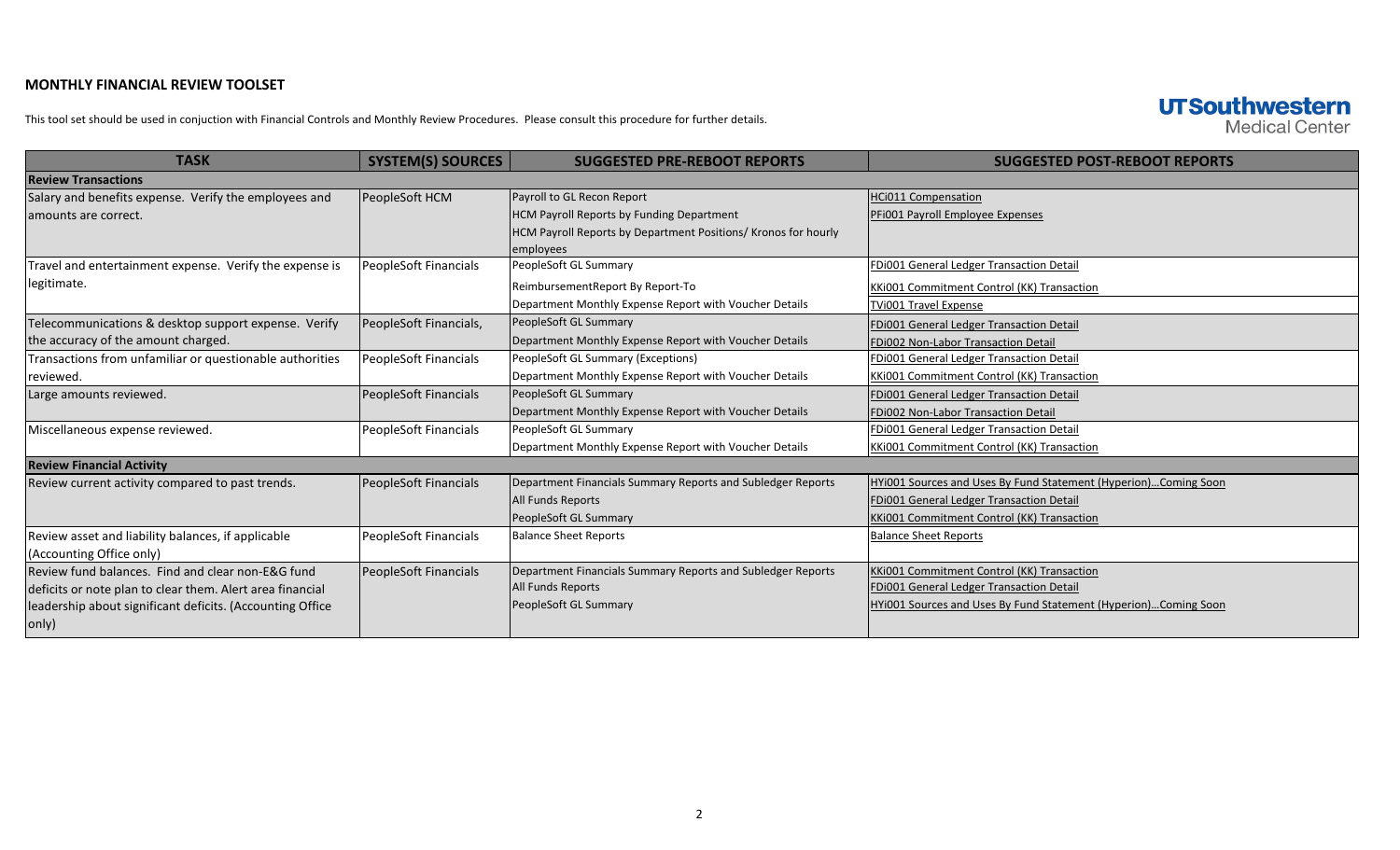**MONTHLY FINANCIAL REVIEW TOOLSET**

This tool set should be used in conjuction with Financial Controls and Monthly Review Procedures. Please consult this procedure for further details.

UTSouthwestern Medical Center

| TASK | SYSTEM(S) SOURCES | SUGGESTED PRE-REBOOT REPORTS | SUGGESTED POST-REBOOT REPORTS |
|---|---|---|---|
| **Review Transactions** | | | |
| Salary and benefits expense. Verify the employees and amounts are correct. | PeopleSoft HCM | Payroll to GL Recon Report<br>HCM Payroll Reports by Funding Department<br>HCM Payroll Reports by Department Positions/ Kronos for hourly employees | HCi011 Compensation<br>PFi001 Payroll Employee Expenses |
| Travel and entertainment expense. Verify the expense is legitimate. | PeopleSoft Financials | PeopleSoft GL Summary<br>ReimbursementReport By Report-To<br>Department Monthly Expense Report with Voucher Details | FDi001 General Ledger Transaction Detail<br>KKi001 Commitment Control (KK) Transaction<br>TVi001 Travel Expense |
| Telecommunications & desktop support expense. Verify the accuracy of the amount charged. | PeopleSoft Financials, | PeopleSoft GL Summary<br>Department Monthly Expense Report with Voucher Details | FDi001 General Ledger Transaction Detail<br>FDi002 Non-Labor Transaction Detail |
| Transactions from unfamiliar or questionable authorities reviewed. | PeopleSoft Financials | PeopleSoft GL Summary (Exceptions)<br>Department Monthly Expense Report with Voucher Details | FDi001 General Ledger Transaction Detail<br>KKi001 Commitment Control (KK) Transaction |
| Large amounts reviewed. | PeopleSoft Financials | PeopleSoft GL Summary<br>Department Monthly Expense Report with Voucher Details | FDi001 General Ledger Transaction Detail<br>FDi002 Non-Labor Transaction Detail |
| Miscellaneous expense reviewed. | PeopleSoft Financials | PeopleSoft GL Summary<br>Department Monthly Expense Report with Voucher Details | FDi001 General Ledger Transaction Detail<br>KKi001 Commitment Control (KK) Transaction |
| **Review Financial Activity** | | | |
| Review current activity compared to past trends. | PeopleSoft Financials | Department Financials Summary Reports and Subledger Reports<br>All Funds Reports<br>PeopleSoft GL Summary | HYi001 Sources and Uses By Fund Statement (Hyperion)…Coming Soon<br>FDi001 General Ledger Transaction Detail<br>KKi001 Commitment Control (KK) Transaction |
| Review asset and liability balances, if applicable (Accounting Office only) | PeopleSoft Financials | Balance Sheet Reports | Balance Sheet Reports |
| Review fund balances. Find and clear non-E&G fund deficits or note plan to clear them. Alert area financial leadership about significant deficits. (Accounting Office only) | PeopleSoft Financials | Department Financials Summary Reports and Subledger Reports<br>All Funds Reports<br>PeopleSoft GL Summary | KKi001 Commitment Control (KK) Transaction<br>FDi001 General Ledger Transaction Detail<br>HYi001 Sources and Uses By Fund Statement (Hyperion)…Coming Soon |